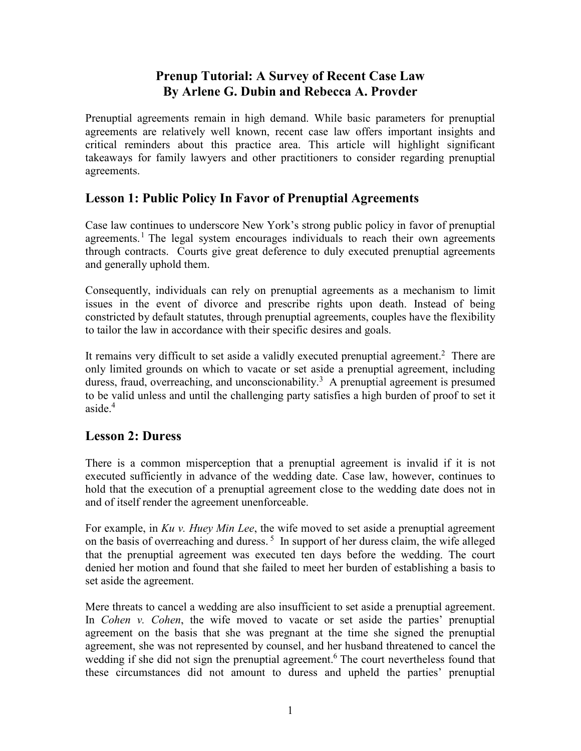# Prenup Tutorial: A Survey of Recent Case Law
## By Arlene G. Dubin and Rebecca A. Provder

Prenuptial agreements remain in high demand. While basic parameters for prenuptial agreements are relatively well known, recent case law offers important insights and critical reminders about this practice area. This article will highlight significant takeaways for family lawyers and other practitioners to consider regarding prenuptial agreements.

## Lesson 1: Public Policy In Favor of Prenuptial Agreements

Case law continues to underscore New York's strong public policy in favor of prenuptial agreements.[1] The legal system encourages individuals to reach their own agreements through contracts. Courts give great deference to duly executed prenuptial agreements and generally uphold them.

Consequently, individuals can rely on prenuptial agreements as a mechanism to limit issues in the event of divorce and prescribe rights upon death. Instead of being constricted by default statutes, through prenuptial agreements, couples have the flexibility to tailor the law in accordance with their specific desires and goals.

It remains very difficult to set aside a validly executed prenuptial agreement.[2] There are only limited grounds on which to vacate or set aside a prenuptial agreement, including duress, fraud, overreaching, and unconscionability.[3] A prenuptial agreement is presumed to be valid unless and until the challenging party satisfies a high burden of proof to set it aside.[4]

## Lesson 2: Duress

There is a common misperception that a prenuptial agreement is invalid if it is not executed sufficiently in advance of the wedding date. Case law, however, continues to hold that the execution of a prenuptial agreement close to the wedding date does not in and of itself render the agreement unenforceable.

For example, in *Ku v. Huey Min Lee*, the wife moved to set aside a prenuptial agreement on the basis of overreaching and duress.[5] In support of her duress claim, the wife alleged that the prenuptial agreement was executed ten days before the wedding. The court denied her motion and found that she failed to meet her burden of establishing a basis to set aside the agreement.

Mere threats to cancel a wedding are also insufficient to set aside a prenuptial agreement. In *Cohen v. Cohen*, the wife moved to vacate or set aside the parties' prenuptial agreement on the basis that she was pregnant at the time she signed the prenuptial agreement, she was not represented by counsel, and her husband threatened to cancel the wedding if she did not sign the prenuptial agreement.[6] The court nevertheless found that these circumstances did not amount to duress and upheld the parties' prenuptial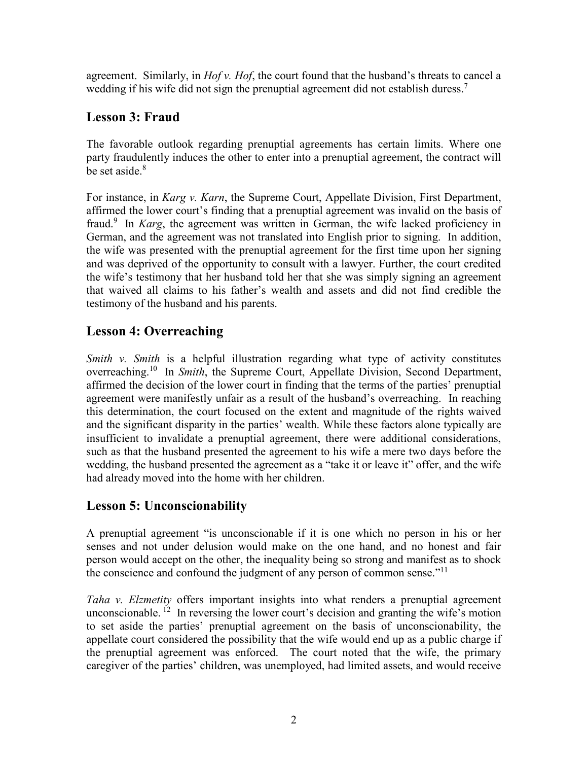agreement. Similarly, in *Hof v. Hof*, the court found that the husband's threats to cancel a wedding if his wife did not sign the prenuptial agreement did not establish duress.[7]

## Lesson 3: Fraud

The favorable outlook regarding prenuptial agreements has certain limits. Where one party fraudulently induces the other to enter into a prenuptial agreement, the contract will be set aside.[8]

For instance, in *Karg v. Karn*, the Supreme Court, Appellate Division, First Department, affirmed the lower court's finding that a prenuptial agreement was invalid on the basis of fraud.[9] In *Karg*, the agreement was written in German, the wife lacked proficiency in German, and the agreement was not translated into English prior to signing. In addition, the wife was presented with the prenuptial agreement for the first time upon her signing and was deprived of the opportunity to consult with a lawyer. Further, the court credited the wife's testimony that her husband told her that she was simply signing an agreement that waived all claims to his father's wealth and assets and did not find credible the testimony of the husband and his parents.

## Lesson 4: Overreaching

*Smith v. Smith* is a helpful illustration regarding what type of activity constitutes overreaching.[10] In *Smith*, the Supreme Court, Appellate Division, Second Department, affirmed the decision of the lower court in finding that the terms of the parties' prenuptial agreement were manifestly unfair as a result of the husband's overreaching. In reaching this determination, the court focused on the extent and magnitude of the rights waived and the significant disparity in the parties' wealth. While these factors alone typically are insufficient to invalidate a prenuptial agreement, there were additional considerations, such as that the husband presented the agreement to his wife a mere two days before the wedding, the husband presented the agreement as a "take it or leave it" offer, and the wife had already moved into the home with her children.

## Lesson 5: Unconscionability

A prenuptial agreement "is unconscionable if it is one which no person in his or her senses and not under delusion would make on the one hand, and no honest and fair person would accept on the other, the inequality being so strong and manifest as to shock the conscience and confound the judgment of any person of common sense."[11]

*Taha v. Elzmetity* offers important insights into what renders a prenuptial agreement unconscionable.[12] In reversing the lower court's decision and granting the wife's motion to set aside the parties' prenuptial agreement on the basis of unconscionability, the appellate court considered the possibility that the wife would end up as a public charge if the prenuptial agreement was enforced. The court noted that the wife, the primary caregiver of the parties' children, was unemployed, had limited assets, and would receive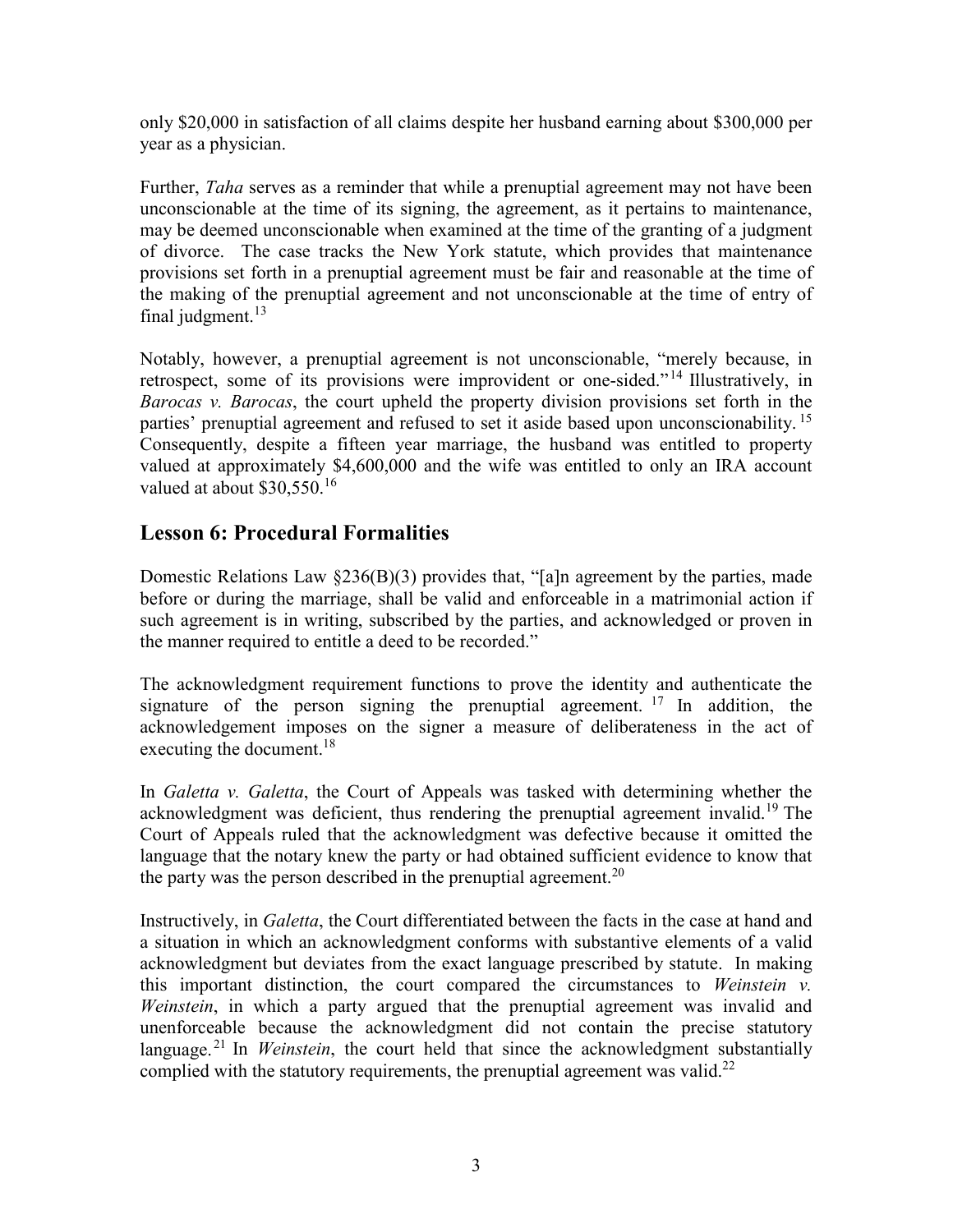only $20,000 in satisfaction of all claims despite her husband earning about $300,000 per year as a physician.

Further, *Taha* serves as a reminder that while a prenuptial agreement may not have been unconscionable at the time of its signing, the agreement, as it pertains to maintenance, may be deemed unconscionable when examined at the time of the granting of a judgment of divorce. The case tracks the New York statute, which provides that maintenance provisions set forth in a prenuptial agreement must be fair and reasonable at the time of the making of the prenuptial agreement and not unconscionable at the time of entry of final judgment.[13]

Notably, however, a prenuptial agreement is not unconscionable, "merely because, in retrospect, some of its provisions were improvident or one-sided."[14] Illustratively, in *Barocas v. Barocas*, the court upheld the property division provisions set forth in the parties' prenuptial agreement and refused to set it aside based upon unconscionability.[15] Consequently, despite a fifteen year marriage, the husband was entitled to property valued at approximately $4,600,000 and the wife was entitled to only an IRA account valued at about $30,550.[16]

## Lesson 6: Procedural Formalities

Domestic Relations Law §236(B)(3) provides that, "[a]n agreement by the parties, made before or during the marriage, shall be valid and enforceable in a matrimonial action if such agreement is in writing, subscribed by the parties, and acknowledged or proven in the manner required to entitle a deed to be recorded."

The acknowledgment requirement functions to prove the identity and authenticate the signature of the person signing the prenuptial agreement.[17] In addition, the acknowledgement imposes on the signer a measure of deliberateness in the act of executing the document.[18]

In *Galetta v. Galetta*, the Court of Appeals was tasked with determining whether the acknowledgment was deficient, thus rendering the prenuptial agreement invalid.[19] The Court of Appeals ruled that the acknowledgment was defective because it omitted the language that the notary knew the party or had obtained sufficient evidence to know that the party was the person described in the prenuptial agreement.[20]

Instructively, in *Galetta*, the Court differentiated between the facts in the case at hand and a situation in which an acknowledgment conforms with substantive elements of a valid acknowledgment but deviates from the exact language prescribed by statute. In making this important distinction, the court compared the circumstances to *Weinstein v. Weinstein*, in which a party argued that the prenuptial agreement was invalid and unenforceable because the acknowledgment did not contain the precise statutory language.[21] In *Weinstein*, the court held that since the acknowledgment substantially complied with the statutory requirements, the prenuptial agreement was valid.[22]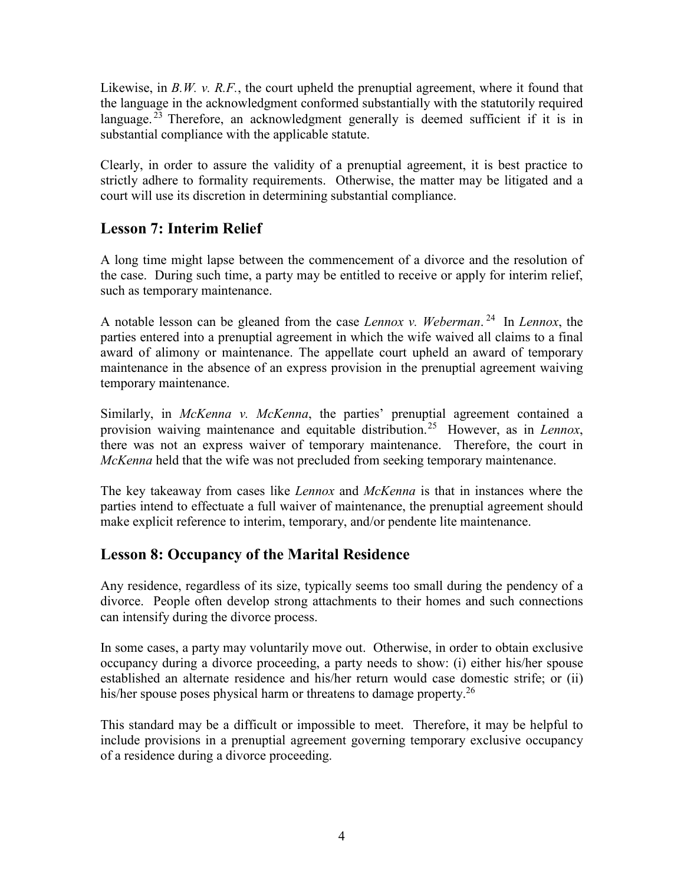Likewise, in *B.W. v. R.F.*, the court upheld the prenuptial agreement, where it found that the language in the acknowledgment conformed substantially with the statutorily required language.[23] Therefore, an acknowledgment generally is deemed sufficient if it is in substantial compliance with the applicable statute.

Clearly, in order to assure the validity of a prenuptial agreement, it is best practice to strictly adhere to formality requirements. Otherwise, the matter may be litigated and a court will use its discretion in determining substantial compliance.

## Lesson 7: Interim Relief

A long time might lapse between the commencement of a divorce and the resolution of the case. During such time, a party may be entitled to receive or apply for interim relief, such as temporary maintenance.

A notable lesson can be gleaned from the case *Lennox v. Weberman*.[24] In *Lennox*, the parties entered into a prenuptial agreement in which the wife waived all claims to a final award of alimony or maintenance. The appellate court upheld an award of temporary maintenance in the absence of an express provision in the prenuptial agreement waiving temporary maintenance.

Similarly, in *McKenna v. McKenna*, the parties' prenuptial agreement contained a provision waiving maintenance and equitable distribution.[25] However, as in *Lennox*, there was not an express waiver of temporary maintenance. Therefore, the court in *McKenna* held that the wife was not precluded from seeking temporary maintenance.

The key takeaway from cases like *Lennox* and *McKenna* is that in instances where the parties intend to effectuate a full waiver of maintenance, the prenuptial agreement should make explicit reference to interim, temporary, and/or pendente lite maintenance.

## Lesson 8: Occupancy of the Marital Residence

Any residence, regardless of its size, typically seems too small during the pendency of a divorce. People often develop strong attachments to their homes and such connections can intensify during the divorce process.

In some cases, a party may voluntarily move out. Otherwise, in order to obtain exclusive occupancy during a divorce proceeding, a party needs to show: (i) either his/her spouse established an alternate residence and his/her return would case domestic strife; or (ii) his/her spouse poses physical harm or threatens to damage property.[26]

This standard may be a difficult or impossible to meet. Therefore, it may be helpful to include provisions in a prenuptial agreement governing temporary exclusive occupancy of a residence during a divorce proceeding.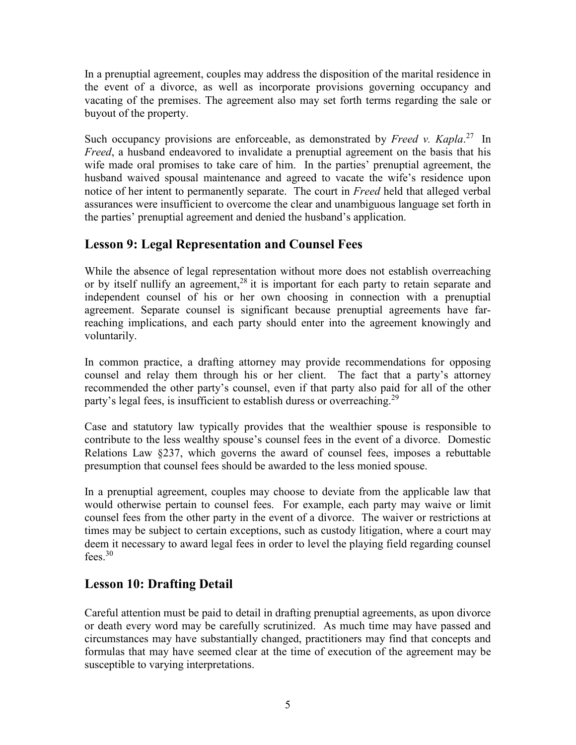In a prenuptial agreement, couples may address the disposition of the marital residence in the event of a divorce, as well as incorporate provisions governing occupancy and vacating of the premises. The agreement also may set forth terms regarding the sale or buyout of the property.

Such occupancy provisions are enforceable, as demonstrated by *Freed v. Kapla*.[27] In *Freed*, a husband endeavored to invalidate a prenuptial agreement on the basis that his wife made oral promises to take care of him. In the parties' prenuptial agreement, the husband waived spousal maintenance and agreed to vacate the wife's residence upon notice of her intent to permanently separate. The court in *Freed* held that alleged verbal assurances were insufficient to overcome the clear and unambiguous language set forth in the parties' prenuptial agreement and denied the husband's application.

## Lesson 9: Legal Representation and Counsel Fees

While the absence of legal representation without more does not establish overreaching or by itself nullify an agreement,[28] it is important for each party to retain separate and independent counsel of his or her own choosing in connection with a prenuptial agreement. Separate counsel is significant because prenuptial agreements have far-reaching implications, and each party should enter into the agreement knowingly and voluntarily.

In common practice, a drafting attorney may provide recommendations for opposing counsel and relay them through his or her client. The fact that a party's attorney recommended the other party's counsel, even if that party also paid for all of the other party's legal fees, is insufficient to establish duress or overreaching.[29]

Case and statutory law typically provides that the wealthier spouse is responsible to contribute to the less wealthy spouse's counsel fees in the event of a divorce. Domestic Relations Law §237, which governs the award of counsel fees, imposes a rebuttable presumption that counsel fees should be awarded to the less monied spouse.

In a prenuptial agreement, couples may choose to deviate from the applicable law that would otherwise pertain to counsel fees. For example, each party may waive or limit counsel fees from the other party in the event of a divorce. The waiver or restrictions at times may be subject to certain exceptions, such as custody litigation, where a court may deem it necessary to award legal fees in order to level the playing field regarding counsel fees.[30]

## Lesson 10: Drafting Detail

Careful attention must be paid to detail in drafting prenuptial agreements, as upon divorce or death every word may be carefully scrutinized. As much time may have passed and circumstances may have substantially changed, practitioners may find that concepts and formulas that may have seemed clear at the time of execution of the agreement may be susceptible to varying interpretations.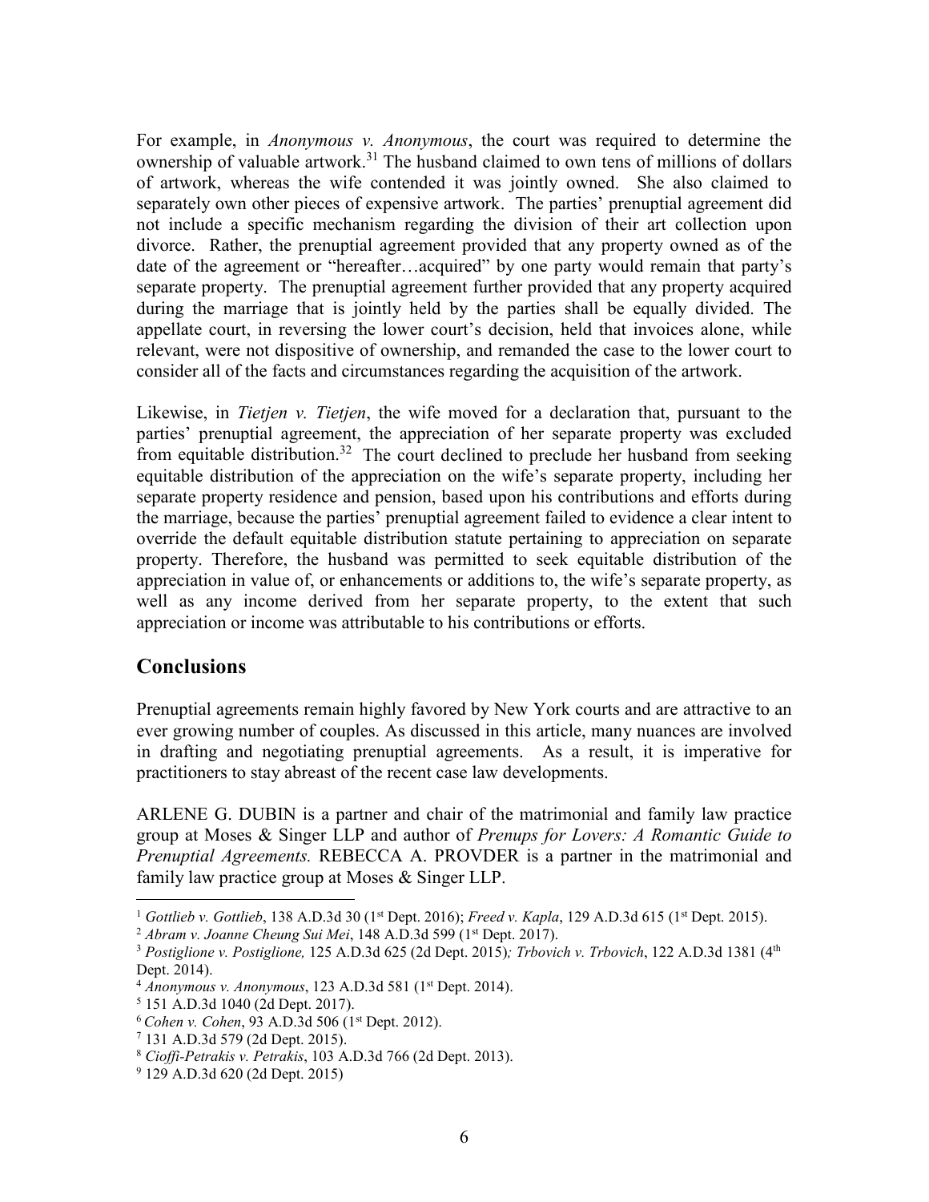For example, in *Anonymous v. Anonymous*, the court was required to determine the ownership of valuable artwork.[31] The husband claimed to own tens of millions of dollars of artwork, whereas the wife contended it was jointly owned. She also claimed to separately own other pieces of expensive artwork. The parties' prenuptial agreement did not include a specific mechanism regarding the division of their art collection upon divorce. Rather, the prenuptial agreement provided that any property owned as of the date of the agreement or "hereafter…acquired" by one party would remain that party's separate property. The prenuptial agreement further provided that any property acquired during the marriage that is jointly held by the parties shall be equally divided. The appellate court, in reversing the lower court's decision, held that invoices alone, while relevant, were not dispositive of ownership, and remanded the case to the lower court to consider all of the facts and circumstances regarding the acquisition of the artwork.

Likewise, in *Tietjen v. Tietjen*, the wife moved for a declaration that, pursuant to the parties' prenuptial agreement, the appreciation of her separate property was excluded from equitable distribution.[32] The court declined to preclude her husband from seeking equitable distribution of the appreciation on the wife's separate property, including her separate property residence and pension, based upon his contributions and efforts during the marriage, because the parties' prenuptial agreement failed to evidence a clear intent to override the default equitable distribution statute pertaining to appreciation on separate property. Therefore, the husband was permitted to seek equitable distribution of the appreciation in value of, or enhancements or additions to, the wife's separate property, as well as any income derived from her separate property, to the extent that such appreciation or income was attributable to his contributions or efforts.

## Conclusions

Prenuptial agreements remain highly favored by New York courts and are attractive to an ever growing number of couples. As discussed in this article, many nuances are involved in drafting and negotiating prenuptial agreements. As a result, it is imperative for practitioners to stay abreast of the recent case law developments.

ARLENE G. DUBIN is a partner and chair of the matrimonial and family law practice group at Moses & Singer LLP and author of *Prenups for Lovers: A Romantic Guide to Prenuptial Agreements.* REBECCA A. PROVDER is a partner in the matrimonial and family law practice group at Moses & Singer LLP.

---

[1] *Gottlieb v. Gottlieb*, 138 A.D.3d 30 (1st Dept. 2016); *Freed v. Kapla*, 129 A.D.3d 615 (1st Dept. 2015).

[2] *Abram v. Joanne Cheung Sui Mei*, 148 A.D.3d 599 (1st Dept. 2017).

[3] *Postiglione v. Postiglione,* 125 A.D.3d 625 (2d Dept. 2015)*; Trbovich v. Trbovich*, 122 A.D.3d 1381 (4th Dept. 2014).

[4] *Anonymous v. Anonymous*, 123 A.D.3d 581 (1st Dept. 2014).

[5] 151 A.D.3d 1040 (2d Dept. 2017).

[6] *Cohen v. Cohen*, 93 A.D.3d 506 (1st Dept. 2012).

[7] 131 A.D.3d 579 (2d Dept. 2015).

[8] *Cioffi-Petrakis v. Petrakis*, 103 A.D.3d 766 (2d Dept. 2013).

[9] 129 A.D.3d 620 (2d Dept. 2015)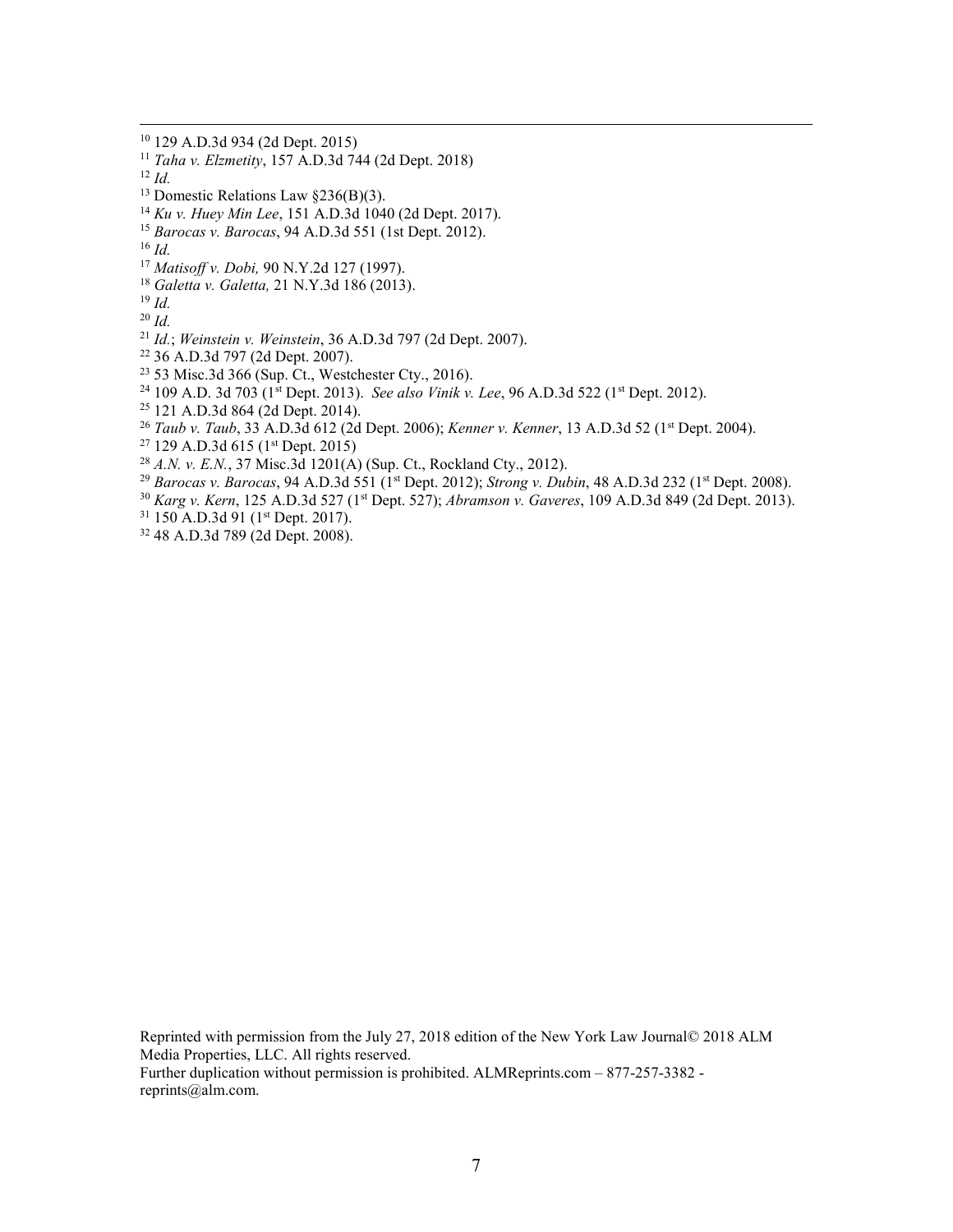[10] 129 A.D.3d 934 (2d Dept. 2015)

[11] *Taha v. Elzmetity*, 157 A.D.3d 744 (2d Dept. 2018)

[12] *Id.*

[13] Domestic Relations Law §236(B)(3).

[14] *Ku v. Huey Min Lee*, 151 A.D.3d 1040 (2d Dept. 2017).

[15] *Barocas v. Barocas*, 94 A.D.3d 551 (1st Dept. 2012).

[16] *Id.*

[17] *Matisoff v. Dobi,* 90 N.Y.2d 127 (1997).

[18] *Galetta v. Galetta,* 21 N.Y.3d 186 (2013).

[19] *Id.*

[20] *Id.*

[21] *Id.*; *Weinstein v. Weinstein*, 36 A.D.3d 797 (2d Dept. 2007).

[22] 36 A.D.3d 797 (2d Dept. 2007).

[23] 53 Misc.3d 366 (Sup. Ct., Westchester Cty., 2016).

[24] 109 A.D. 3d 703 (1st Dept. 2013). *See also Vinik v. Lee*, 96 A.D.3d 522 (1st Dept. 2012).

[25] 121 A.D.3d 864 (2d Dept. 2014).

[26] *Taub v. Taub*, 33 A.D.3d 612 (2d Dept. 2006); *Kenner v. Kenner*, 13 A.D.3d 52 (1st Dept. 2004).

[27] 129 A.D.3d 615 (1st Dept. 2015)

[28] *A.N. v. E.N.*, 37 Misc.3d 1201(A) (Sup. Ct., Rockland Cty., 2012).

[29] *Barocas v. Barocas*, 94 A.D.3d 551 (1st Dept. 2012); *Strong v. Dubin*, 48 A.D.3d 232 (1st Dept. 2008).

[30] *Karg v. Kern*, 125 A.D.3d 527 (1st Dept. 527); *Abramson v. Gaveres*, 109 A.D.3d 849 (2d Dept. 2013).

[31] 150 A.D.3d 91 (1st Dept. 2017).

[32] 48 A.D.3d 789 (2d Dept. 2008).

Reprinted with permission from the July 27, 2018 edition of the New York Law Journal© 2018 ALM Media Properties, LLC. All rights reserved.
Further duplication without permission is prohibited. ALMReprints.com – 877-257-3382 - reprints@alm.com.